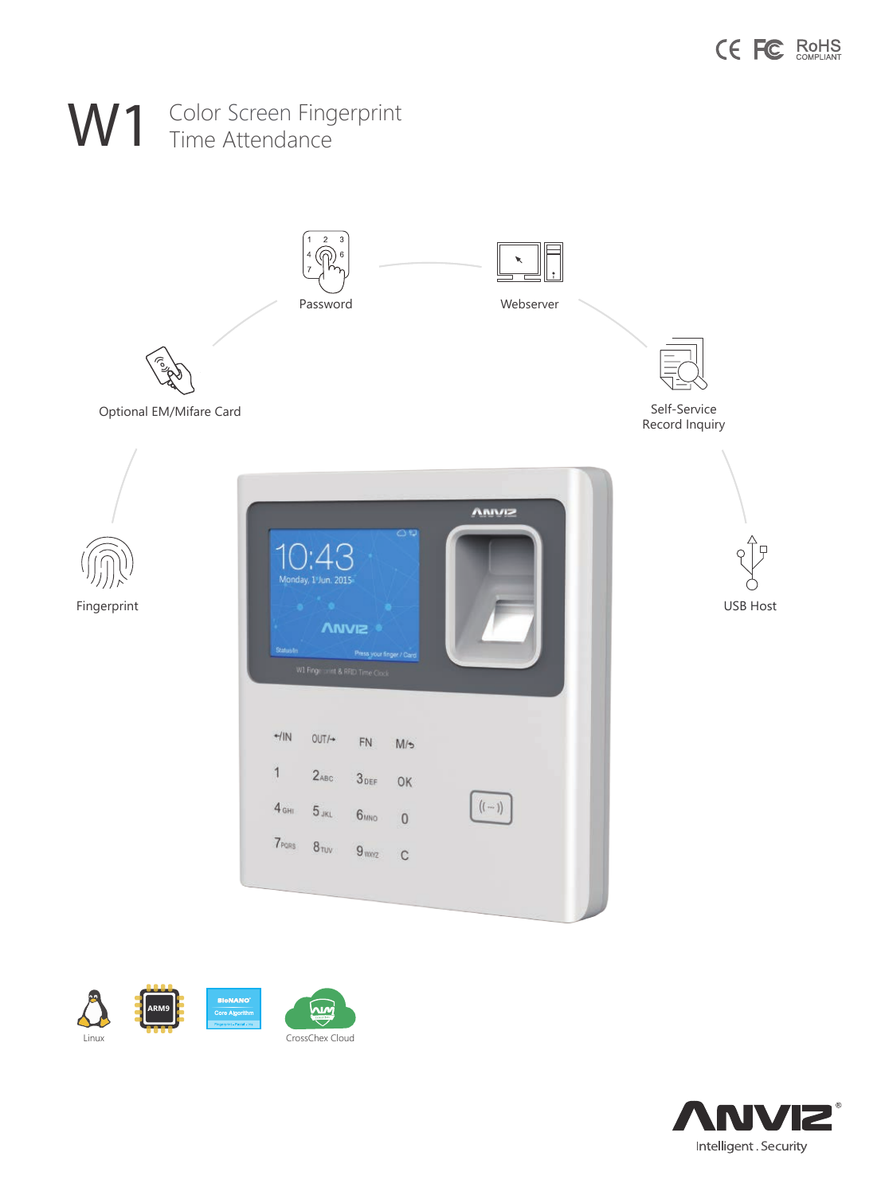# W1 Color Screen Fingerprint Time Attendance

- Password
- Webserver
- Optional EM/Mifare Card
- Self-Service Record Inquiry
- Fingerprint
- USB Host

Linux

ARM9

BioNANO Core Algorithm

CrossChex Cloud

ANVIZ Intelligent . Security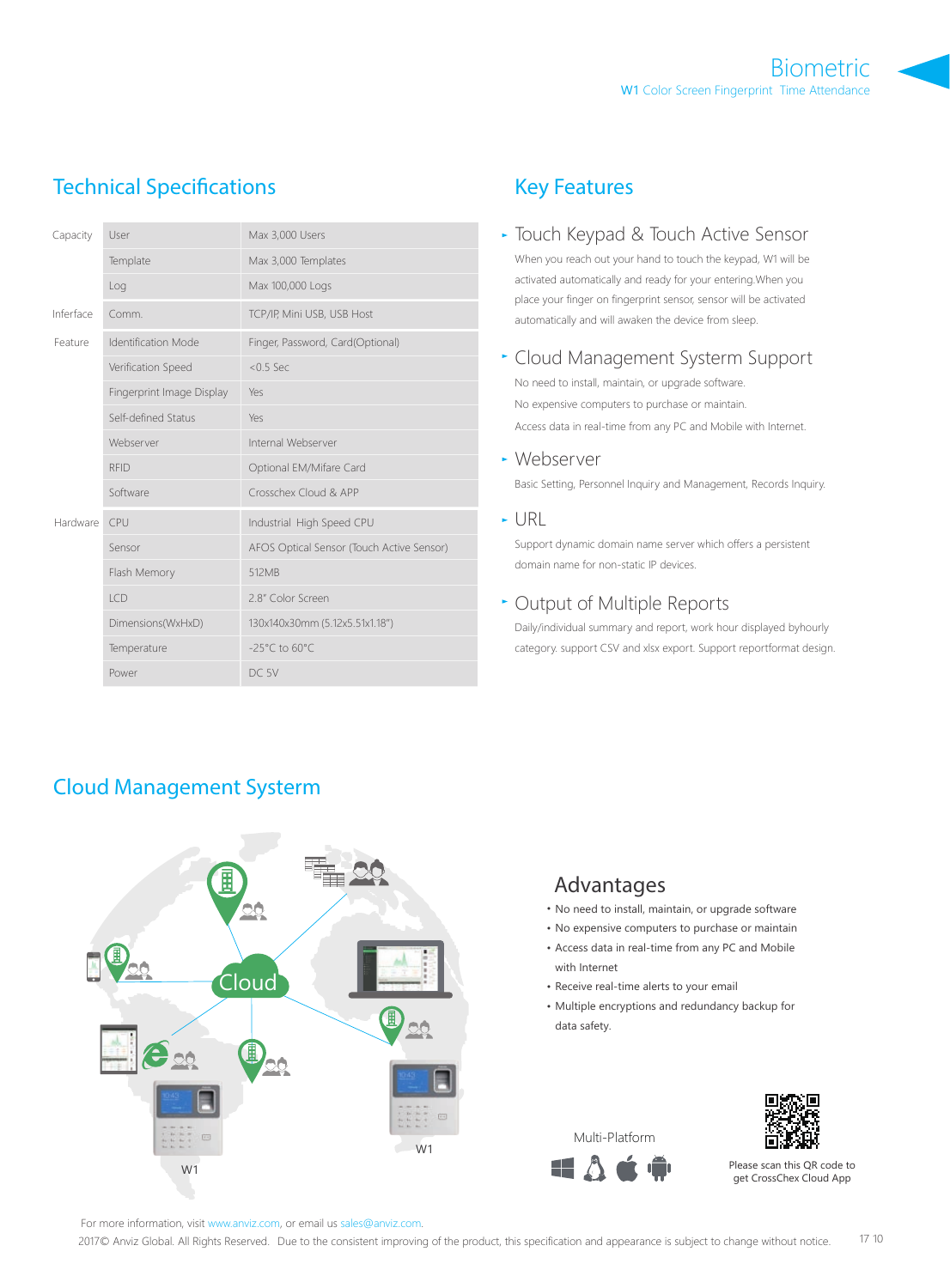Biometric

W1 Color Screen Fingerprint Time Attendance

## Technical Specifications

| | | |
|---|---|---|
| Capacity | User | Max 3,000 Users |
| | Template | Max 3,000 Templates |
| | Log | Max 100,000 Logs |
| Inferface | Comm. | TCP/IP, Mini USB, USB Host |
| Feature | Identification Mode | Finger, Password, Card(Optional) |
| | Verification Speed | <0.5 Sec |
| | Fingerprint Image Display | Yes |
| | Self-defined Status | Yes |
| | Webserver | Internal Webserver |
| | RFID | Optional EM/Mifare Card |
| | Software | Crosschex Cloud & APP |
| Hardware | CPU | Industrial High Speed CPU |
| | Sensor | AFOS Optical Sensor (Touch Active Sensor) |
| | Flash Memory | 512MB |
| | LCD | 2.8" Color Screen |
| | Dimensions(WxHxD) | 130x140x30mm (5.12x5.51x1.18") |
| | Temperature | -25°C to 60°C |
| | Power | DC 5V |

## Key Features

### Touch Keypad & Touch Active Sensor

When you reach out your hand to touch the keypad, W1 will be activated automatically and ready for your entering.When you place your finger on fingerprint sensor, sensor will be activated automatically and will awaken the device from sleep.

### Cloud Management Systerm Support

No need to install, maintain, or upgrade software.

No expensive computers to purchase or maintain.

Access data in real-time from any PC and Mobile with Internet.

### Webserver

Basic Setting, Personnel Inquiry and Management, Records Inquiry.

### URL

Support dynamic domain name server which offers a persistent domain name for non-static IP devices.

### Output of Multiple Reports

Daily/individual summary and report, work hour displayed byhourly category. support CSV and xlsx export. Support reportformat design.

## Cloud Management Systerm

Cloud

W1

W1

### Advantages

- No need to install, maintain, or upgrade software
- No expensive computers to purchase or maintain
- Access data in real-time from any PC and Mobile with Internet
- Receive real-time alerts to your email
- Multiple encryptions and redundancy backup for data safety.

Multi-Platform

Please scan this QR code to get CrossChex Cloud App

For more information, visit www.anviz.com, or email us sales@anviz.com.

2017© Anviz Global. All Rights Reserved. Due to the consistent improving of the product, this specification and appearance is subject to change without notice.